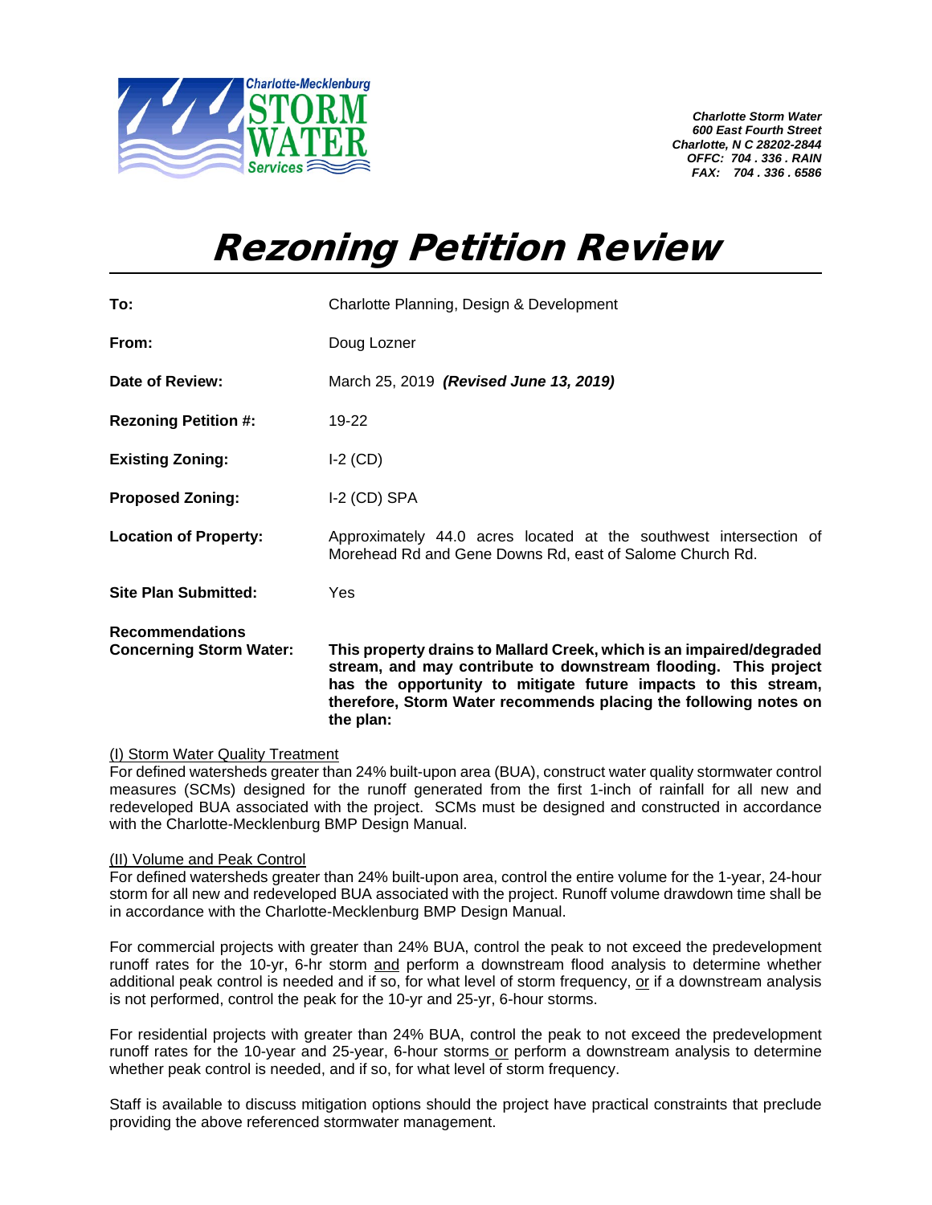Charlotte-Mecklenburg STORM WATER Services

*Charlotte Storm Water*
*600 East Fourth Street*
*Charlotte, N C 28202-2844*
*OFFC: 704 . 336 . RAIN*
*FAX: 704 . 336 . 6586*

# *Rezoning Petition Review*

| | |
|---|---|
| **To:** | Charlotte Planning, Design & Development |
| **From:** | Doug Lozner |
| **Date of Review:** | March 25, 2019 ***(Revised June 13, 2019)*** |
| **Rezoning Petition #:** | 19-22 |
| **Existing Zoning:** | I-2 (CD) |
| **Proposed Zoning:** | I-2 (CD) SPA |
| **Location of Property:** | Approximately 44.0 acres located at the southwest intersection of Morehead Rd and Gene Downs Rd, east of Salome Church Rd. |
| **Site Plan Submitted:** | Yes |
| **Recommendations Concerning Storm Water:** | **This property drains to Mallard Creek, which is an impaired/degraded stream, and may contribute to downstream flooding. This project has the opportunity to mitigate future impacts to this stream, therefore, Storm Water recommends placing the following notes on the plan:** |

(I) Storm Water Quality Treatment
For defined watersheds greater than 24% built-upon area (BUA), construct water quality stormwater control measures (SCMs) designed for the runoff generated from the first 1-inch of rainfall for all new and redeveloped BUA associated with the project. SCMs must be designed and constructed in accordance with the Charlotte-Mecklenburg BMP Design Manual.

(II) Volume and Peak Control
For defined watersheds greater than 24% built-upon area, control the entire volume for the 1-year, 24-hour storm for all new and redeveloped BUA associated with the project. Runoff volume drawdown time shall be in accordance with the Charlotte-Mecklenburg BMP Design Manual.

For commercial projects with greater than 24% BUA, control the peak to not exceed the predevelopment runoff rates for the 10-yr, 6-hr storm and perform a downstream flood analysis to determine whether additional peak control is needed and if so, for what level of storm frequency, or if a downstream analysis is not performed, control the peak for the 10-yr and 25-yr, 6-hour storms.

For residential projects with greater than 24% BUA, control the peak to not exceed the predevelopment runoff rates for the 10-year and 25-year, 6-hour storms or perform a downstream analysis to determine whether peak control is needed, and if so, for what level of storm frequency.

Staff is available to discuss mitigation options should the project have practical constraints that preclude providing the above referenced stormwater management.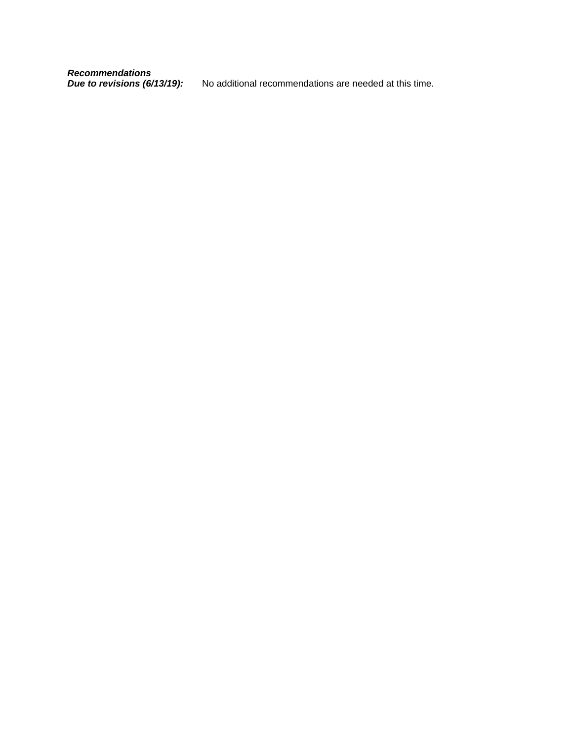***Recommendations Due to revisions (6/13/19):*** No additional recommendations are needed at this time.